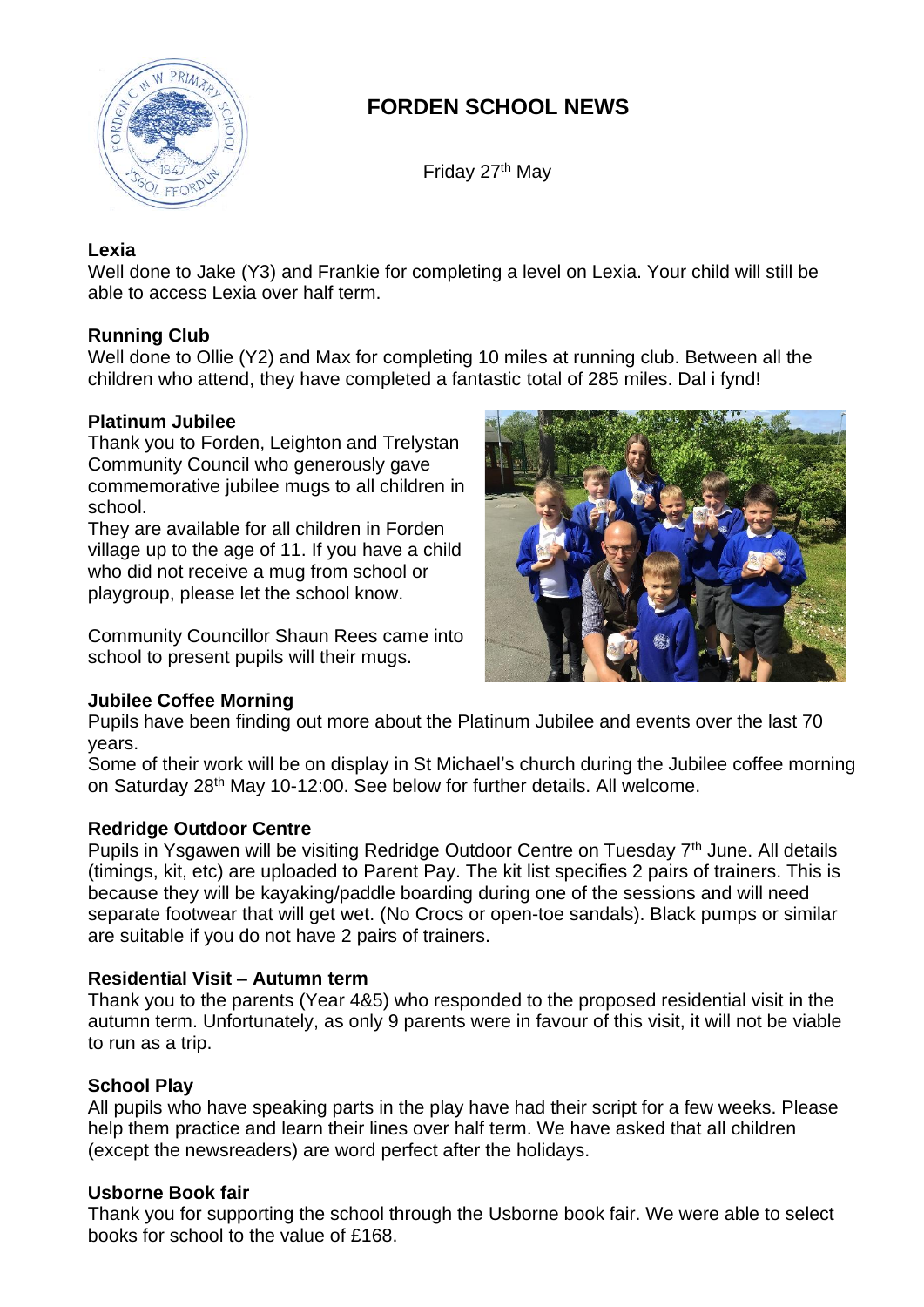# FORDEN SCHOOL NEWS

Friday 27th May

**Lexia**

Well done to Jake (Y3) and Frankie for completing a level on Lexia. Your child will still be able to access Lexia over half term.

**Running Club**

Well done to Ollie (Y2) and Max for completing 10 miles at running club. Between all the children who attend, they have completed a fantastic total of 285 miles. Dal i fynd!

**Platinum Jubilee**

Thank you to Forden, Leighton and Trelystan Community Council who generously gave commemorative jubilee mugs to all children in school.

They are available for all children in Forden village up to the age of 11. If you have a child who did not receive a mug from school or playgroup, please let the school know.

Community Councillor Shaun Rees came into school to present pupils will their mugs.

**Jubilee Coffee Morning**

Pupils have been finding out more about the Platinum Jubilee and events over the last 70 years.

Some of their work will be on display in St Michael's church during the Jubilee coffee morning on Saturday 28th May 10-12:00. See below for further details. All welcome.

**Redridge Outdoor Centre**

Pupils in Ysgawen will be visiting Redridge Outdoor Centre on Tuesday 7th June. All details (timings, kit, etc) are uploaded to Parent Pay. The kit list specifies 2 pairs of trainers. This is because they will be kayaking/paddle boarding during one of the sessions and will need separate footwear that will get wet. (No Crocs or open-toe sandals). Black pumps or similar are suitable if you do not have 2 pairs of trainers.

**Residential Visit – Autumn term**

Thank you to the parents (Year 4&5) who responded to the proposed residential visit in the autumn term. Unfortunately, as only 9 parents were in favour of this visit, it will not be viable to run as a trip.

**School Play**

All pupils who have speaking parts in the play have had their script for a few weeks. Please help them practice and learn their lines over half term. We have asked that all children (except the newsreaders) are word perfect after the holidays.

**Usborne Book fair**

Thank you for supporting the school through the Usborne book fair. We were able to select books for school to the value of £168.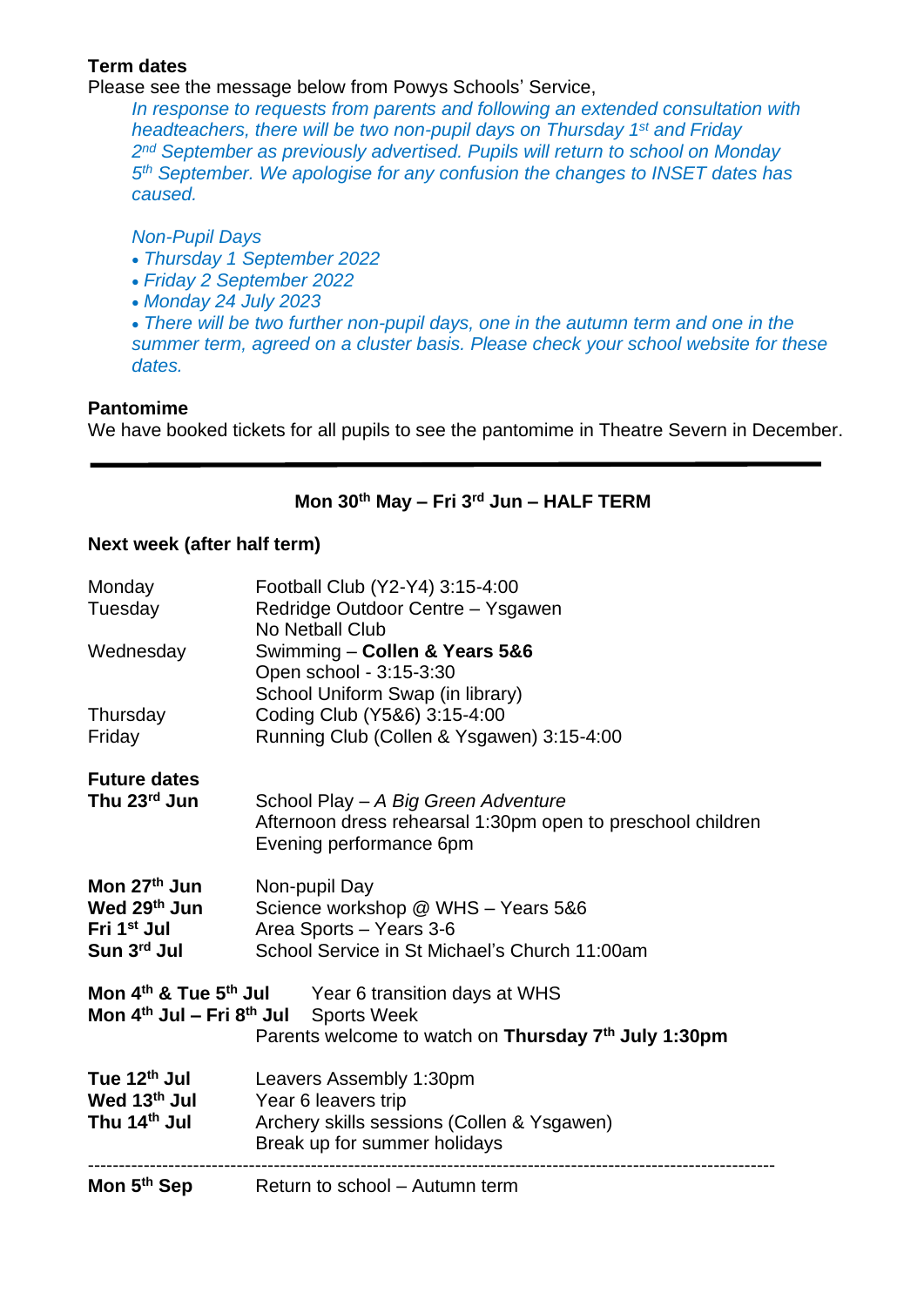**Term dates**

Please see the message below from Powys Schools' Service,

> *In response to requests from parents and following an extended consultation with headteachers, there will be two non-pupil days on Thursday 1st and Friday 2nd September as previously advertised. Pupils will return to school on Monday 5th September. We apologise for any confusion the changes to INSET dates has caused.*
>
> *Non-Pupil Days*
>
> - *Thursday 1 September 2022*
> - *Friday 2 September 2022*
> - *Monday 24 July 2023*
> - *There will be two further non-pupil days, one in the autumn term and one in the summer term, agreed on a cluster basis. Please check your school website for these dates.*

**Pantomime**

We have booked tickets for all pupils to see the pantomime in Theatre Severn in December.

---

**Mon 30th May – Fri 3rd Jun – HALF TERM**

**Next week (after half term)**

| | |
|---|---|
| Monday | Football Club (Y2-Y4) 3:15-4:00 |
| Tuesday | Redridge Outdoor Centre – Ysgawen<br>No Netball Club |
| Wednesday | Swimming – **Collen & Years 5&6**<br>Open school - 3:15-3:30<br>School Uniform Swap (in library) |
| Thursday | Coding Club (Y5&6) 3:15-4:00 |
| Friday | Running Club (Collen & Ysgawen) 3:15-4:00 |

**Future dates**

| | |
|---|---|
| **Thu 23rd Jun** | School Play – *A Big Green Adventure*<br>Afternoon dress rehearsal 1:30pm open to preschool children<br>Evening performance 6pm |
| **Mon 27th Jun** | Non-pupil Day |
| **Wed 29th Jun** | Science workshop @ WHS – Years 5&6 |
| **Fri 1st Jul** | Area Sports – Years 3-6 |
| **Sun 3rd Jul** | School Service in St Michael's Church 11:00am |
| **Mon 4th & Tue 5th Jul** | Year 6 transition days at WHS |
| **Mon 4th Jul – Fri 8th Jul** | Sports Week<br>Parents welcome to watch on **Thursday 7th July 1:30pm** |
| **Tue 12th Jul** | Leavers Assembly 1:30pm |
| **Wed 13th Jul** | Year 6 leavers trip |
| **Thu 14th Jul** | Archery skills sessions (Collen & Ysgawen)<br>Break up for summer holidays |

---

| | |
|---|---|
| **Mon 5th Sep** | Return to school – Autumn term |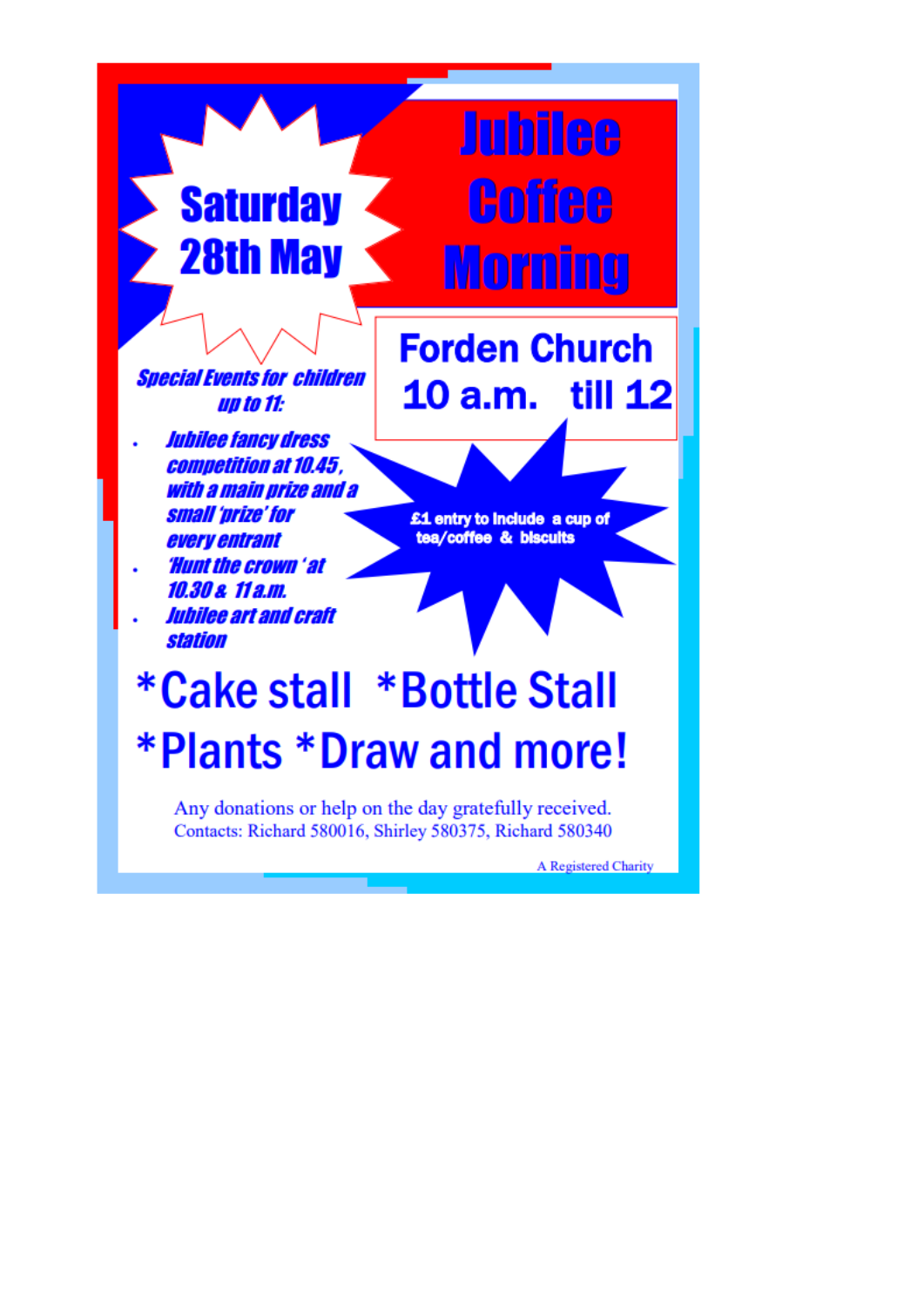# Jubilee Coffee Morning

**Saturday 28th May**

**Forden Church**
**10 a.m. till 12**

**£1 entry to include a cup of tea/coffee & biscuits**

***Special Events for children up to 11:***

- ***Jubilee fancy dress competition at 10.45, with a main prize and a small 'prize' for every entrant***
- ***'Hunt the crown' at 10.30 & 11 a.m.***
- ***Jubilee art and craft station***

## *Cake stall *Bottle Stall

## *Plants *Draw and more!

Any donations or help on the day gratefully received.
Contacts: Richard 580016, Shirley 580375, Richard 580340

A Registered Charity